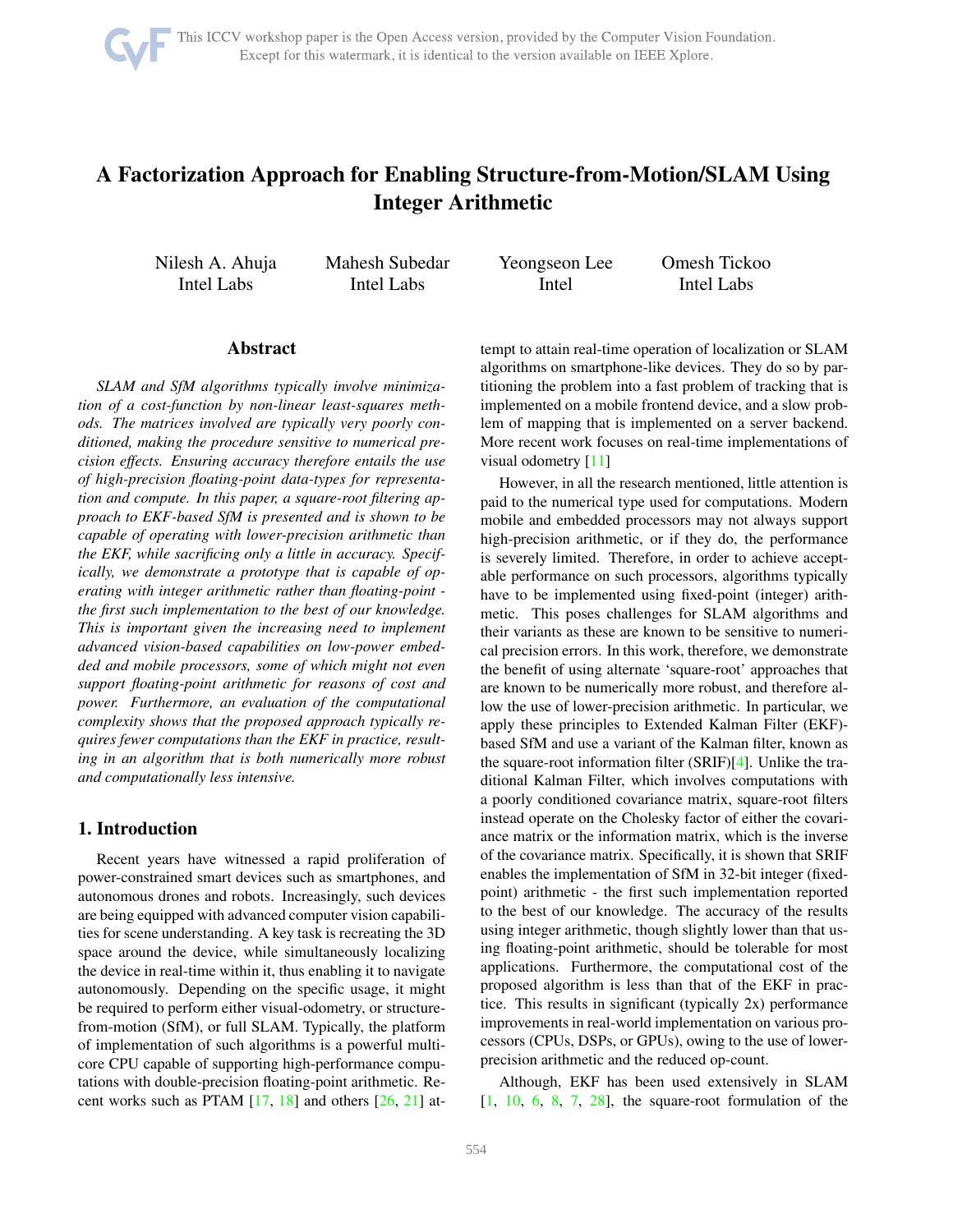# A Factorization Approach for Enabling Structure-from-Motion/SLAM Using Integer Arithmetic

Nilesh A. Ahuja
Intel Labs

Mahesh Subedar
Intel Labs

Yeongseon Lee
Intel

Omesh Tickoo
Intel Labs

## Abstract

*SLAM and SfM algorithms typically involve minimization of a cost-function by non-linear least-squares methods. The matrices involved are typically very poorly conditioned, making the procedure sensitive to numerical precision effects. Ensuring accuracy therefore entails the use of high-precision floating-point data-types for representation and compute. In this paper, a square-root filtering approach to EKF-based SfM is presented and is shown to be capable of operating with lower-precision arithmetic than the EKF, while sacrificing only a little in accuracy. Specifically, we demonstrate a prototype that is capable of operating with integer arithmetic rather than floating-point - the first such implementation to the best of our knowledge. This is important given the increasing need to implement advanced vision-based capabilities on low-power embedded and mobile processors, some of which might not even support floating-point arithmetic for reasons of cost and power. Furthermore, an evaluation of the computational complexity shows that the proposed approach typically requires fewer computations than the EKF in practice, resulting in an algorithm that is both numerically more robust and computationally less intensive.*

## 1. Introduction

Recent years have witnessed a rapid proliferation of power-constrained smart devices such as smartphones, and autonomous drones and robots. Increasingly, such devices are being equipped with advanced computer vision capabilities for scene understanding. A key task is recreating the 3D space around the device, while simultaneously localizing the device in real-time within it, thus enabling it to navigate autonomously. Depending on the specific usage, it might be required to perform either visual-odometry, or structure-from-motion (SfM), or full SLAM. Typically, the platform of implementation of such algorithms is a powerful multi-core CPU capable of supporting high-performance computations with double-precision floating-point arithmetic. Recent works such as PTAM [17, 18] and others [26, 21] attempt to attain real-time operation of localization or SLAM algorithms on smartphone-like devices. They do so by partitioning the problem into a fast problem of tracking that is implemented on a mobile frontend device, and a slow problem of mapping that is implemented on a server backend. More recent work focuses on real-time implementations of visual odometry [11]

However, in all the research mentioned, little attention is paid to the numerical type used for computations. Modern mobile and embedded processors may not always support high-precision arithmetic, or if they do, the performance is severely limited. Therefore, in order to achieve acceptable performance on such processors, algorithms typically have to be implemented using fixed-point (integer) arithmetic. This poses challenges for SLAM algorithms and their variants as these are known to be sensitive to numerical precision errors. In this work, therefore, we demonstrate the benefit of using alternate 'square-root' approaches that are known to be numerically more robust, and therefore allow the use of lower-precision arithmetic. In particular, we apply these principles to Extended Kalman Filter (EKF)-based SfM and use a variant of the Kalman filter, known as the square-root information filter (SRIF)[4]. Unlike the traditional Kalman Filter, which involves computations with a poorly conditioned covariance matrix, square-root filters instead operate on the Cholesky factor of either the covariance matrix or the information matrix, which is the inverse of the covariance matrix. Specifically, it is shown that SRIF enables the implementation of SfM in 32-bit integer (fixed-point) arithmetic - the first such implementation reported to the best of our knowledge. The accuracy of the results using integer arithmetic, though slightly lower than that using floating-point arithmetic, should be tolerable for most applications. Furthermore, the computational cost of the proposed algorithm is less than that of the EKF in practice. This results in significant (typically 2x) performance improvements in real-world implementation on various processors (CPUs, DSPs, or GPUs), owing to the use of lower-precision arithmetic and the reduced op-count.

Although, EKF has been used extensively in SLAM [1, 10, 6, 8, 7, 28], the square-root formulation of the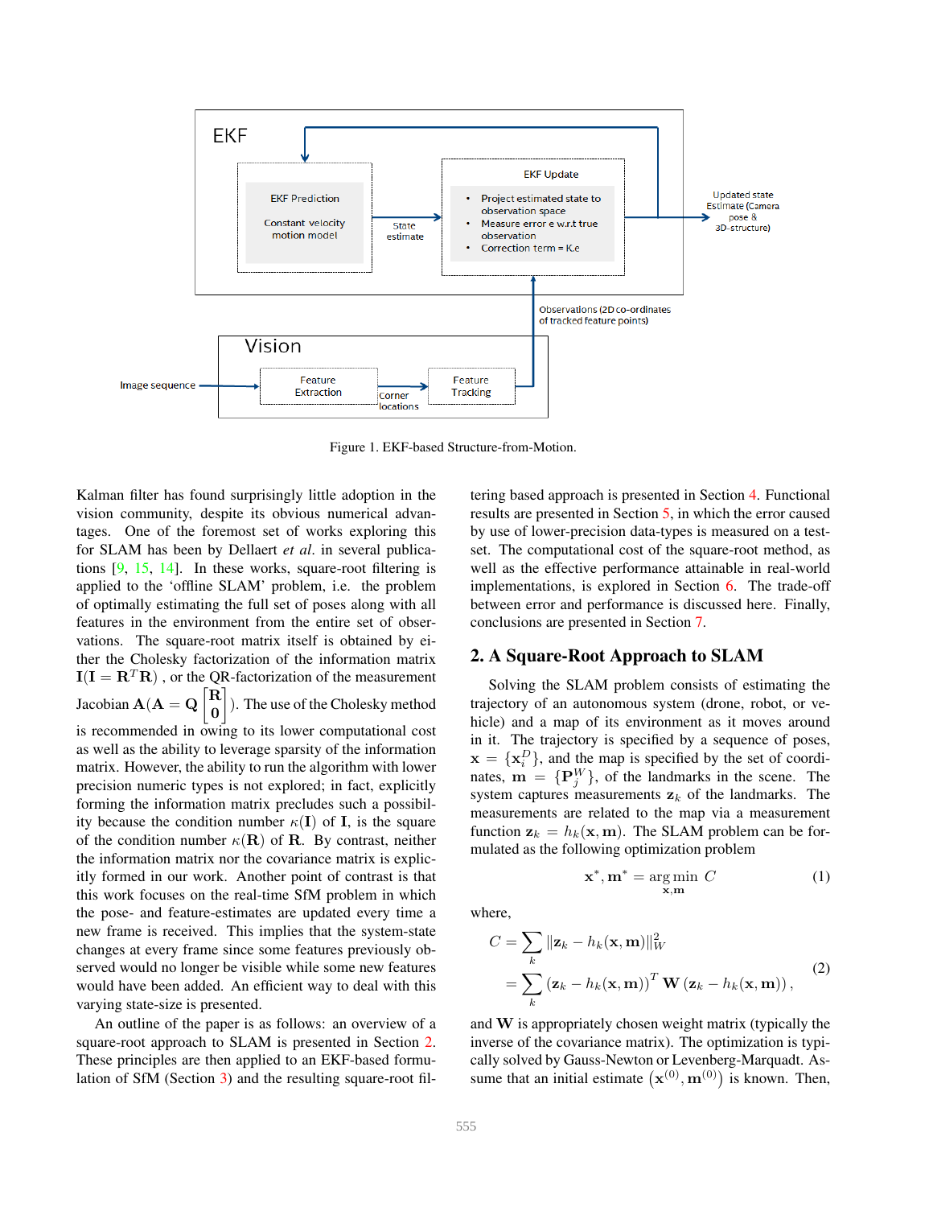Figure 1. EKF-based Structure-from-Motion.

Kalman filter has found surprisingly little adoption in the vision community, despite its obvious numerical advantages. One of the foremost set of works exploring this for SLAM has been by Dellaert *et al.* in several publications [9, 15, 14]. In these works, square-root filtering is applied to the 'offline SLAM' problem, i.e. the problem of optimally estimating the full set of poses along with all features in the environment from the entire set of observations. The square-root matrix itself is obtained by either the Cholesky factorization of the information matrix $\mathbf{I}(\mathbf{I} = \mathbf{R}^T\mathbf{R})$ , or the QR-factorization of the measurement Jacobian $\mathbf{A}(\mathbf{A} = \mathbf{Q}\begin{bmatrix}\mathbf{R}\\ \mathbf{0}\end{bmatrix})$. The use of the Cholesky method is recommended in owing to its lower computational cost as well as the ability to leverage sparsity of the information matrix. However, the ability to run the algorithm with lower precision numeric types is not explored; in fact, explicitly forming the information matrix precludes such a possibility because the condition number $\kappa(\mathbf{I})$ of $\mathbf{I}$, is the square of the condition number $\kappa(\mathbf{R})$ of $\mathbf{R}$. By contrast, neither the information matrix nor the covariance matrix is explicitly formed in our work. Another point of contrast is that this work focuses on the real-time SfM problem in which the pose- and feature-estimates are updated every time a new frame is received. This implies that the system-state changes at every frame since some features previously observed would no longer be visible while some new features would have been added. An efficient way to deal with this varying state-size is presented.

An outline of the paper is as follows: an overview of a square-root approach to SLAM is presented in Section 2. These principles are then applied to an EKF-based formulation of SfM (Section 3) and the resulting square-root filtering based approach is presented in Section 4. Functional results are presented in Section 5, in which the error caused by use of lower-precision data-types is measured on a test-set. The computational cost of the square-root method, as well as the effective performance attainable in real-world implementations, is explored in Section 6. The trade-off between error and performance is discussed here. Finally, conclusions are presented in Section 7.

## 2. A Square-Root Approach to SLAM

Solving the SLAM problem consists of estimating the trajectory of an autonomous system (drone, robot, or vehicle) and a map of its environment as it moves around in it. The trajectory is specified by a sequence of poses, $\mathbf{x} = \{\mathbf{x}_i^D\}$, and the map is specified by the set of coordinates, $\mathbf{m} = \{\mathbf{P}_j^W\}$, of the landmarks in the scene. The system captures measurements $\mathbf{z}_k$ of the landmarks. The measurements are related to the map via a measurement function $\mathbf{z}_k = h_k(\mathbf{x}, \mathbf{m})$. The SLAM problem can be formulated as the following optimization problem

$$\mathbf{x}^*, \mathbf{m}^* = \arg\min_{\mathbf{x},\mathbf{m}} C \tag{1}$$

where,

$$\begin{aligned} C &= \sum_k \|\mathbf{z}_k - h_k(\mathbf{x}, \mathbf{m})\|_W^2 \\ &= \sum_k \left(\mathbf{z}_k - h_k(\mathbf{x}, \mathbf{m})\right)^T \mathbf{W} \left(\mathbf{z}_k - h_k(\mathbf{x}, \mathbf{m})\right), \end{aligned} \tag{2}$$

and $\mathbf{W}$ is appropriately chosen weight matrix (typically the inverse of the covariance matrix). The optimization is typically solved by Gauss-Newton or Levenberg-Marquadt. Assume that an initial estimate $\left(\mathbf{x}^{(0)}, \mathbf{m}^{(0)}\right)$ is known. Then,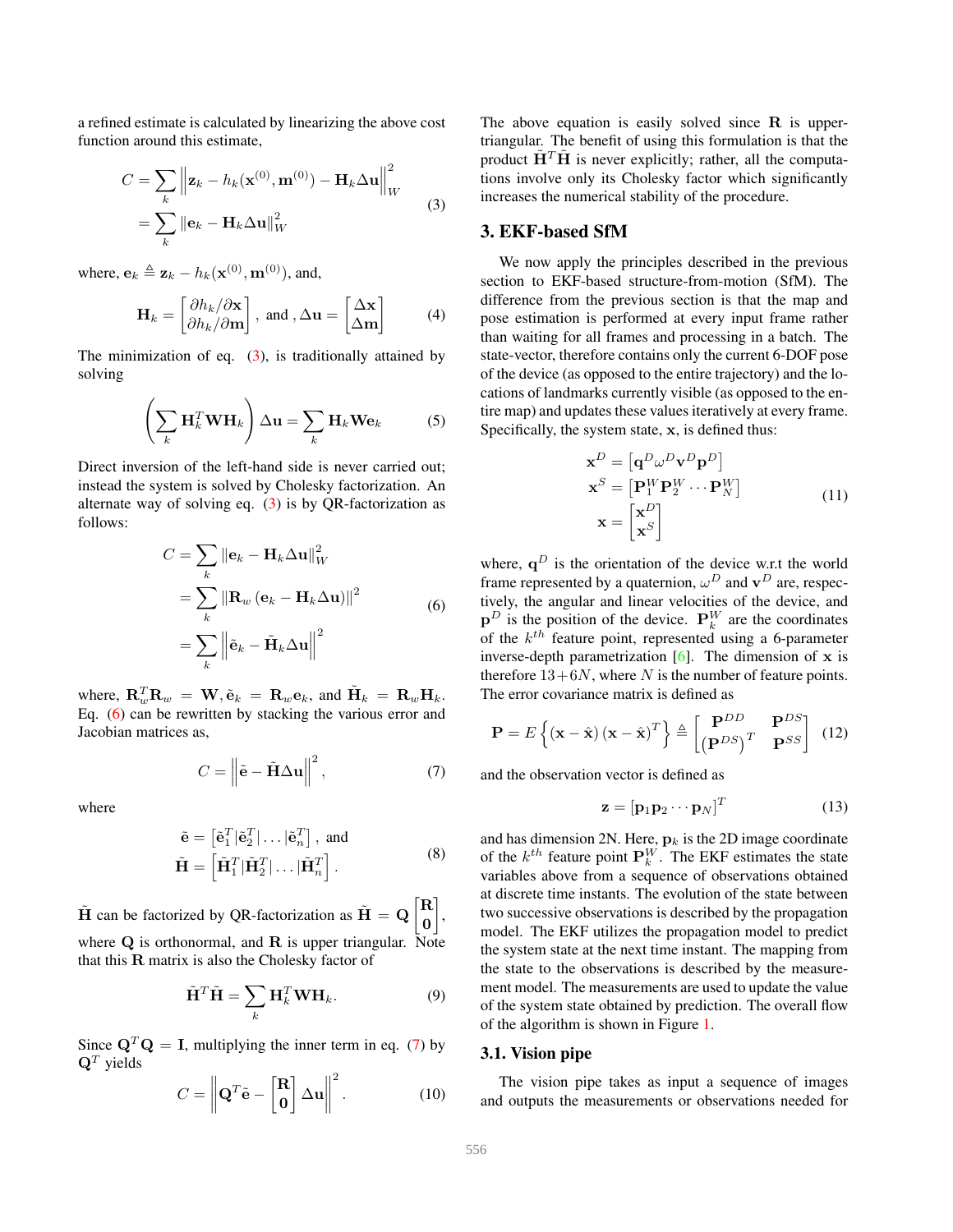a refined estimate is calculated by linearizing the above cost function around this estimate,

$$
\begin{aligned}
C &= \sum_k \left\| \mathbf{z}_k - h_k(\mathbf{x}^{(0)}, \mathbf{m}^{(0)}) - \mathbf{H}_k \Delta \mathbf{u} \right\|_W^2 \\
&= \sum_k \left\| \mathbf{e}_k - \mathbf{H}_k \Delta \mathbf{u} \right\|_W^2
\end{aligned} \tag{3}
$$

where, $\mathbf{e}_k \triangleq \mathbf{z}_k - h_k(\mathbf{x}^{(0)}, \mathbf{m}^{(0)})$, and,

$$
\mathbf{H}_k = \begin{bmatrix} \partial h_k / \partial \mathbf{x} \\ \partial h_k / \partial \mathbf{m} \end{bmatrix}, \text{ and }, \Delta \mathbf{u} = \begin{bmatrix} \Delta \mathbf{x} \\ \Delta \mathbf{m} \end{bmatrix} \tag{4}
$$

The minimization of eq. (3), is traditionally attained by solving

$$
\left( \sum_k \mathbf{H}_k^T \mathbf{W} \mathbf{H}_k \right) \Delta \mathbf{u} = \sum_k \mathbf{H}_k \mathbf{W} \mathbf{e}_k \tag{5}
$$

Direct inversion of the left-hand side is never carried out; instead the system is solved by Cholesky factorization. An alternate way of solving eq. (3) is by QR-factorization as follows:

$$
\begin{aligned}
C &= \sum_k \left\| \mathbf{e}_k - \mathbf{H}_k \Delta \mathbf{u} \right\|_W^2 \\
&= \sum_k \left\| \mathbf{R}_w \left( \mathbf{e}_k - \mathbf{H}_k \Delta \mathbf{u} \right) \right\|^2 \\
&= \sum_k \left\| \tilde{\mathbf{e}}_k - \tilde{\mathbf{H}}_k \Delta \mathbf{u} \right\|^2
\end{aligned} \tag{6}
$$

where, $\mathbf{R}_w^T \mathbf{R}_w = \mathbf{W}, \tilde{\mathbf{e}}_k = \mathbf{R}_w \mathbf{e}_k$, and $\tilde{\mathbf{H}}_k = \mathbf{R}_w \mathbf{H}_k$. Eq. (6) can be rewritten by stacking the various error and Jacobian matrices as,

$$
C = \left\| \tilde{\mathbf{e}} - \tilde{\mathbf{H}} \Delta \mathbf{u} \right\|^2, \tag{7}
$$

where

$$
\begin{aligned}
\tilde{\mathbf{e}} &= \left[ \tilde{\mathbf{e}}_1^T | \tilde{\mathbf{e}}_2^T | \ldots | \tilde{\mathbf{e}}_n^T \right], \text{ and} \\
\tilde{\mathbf{H}} &= \left[ \tilde{\mathbf{H}}_1^T | \tilde{\mathbf{H}}_2^T | \ldots | \tilde{\mathbf{H}}_n^T \right].
\end{aligned} \tag{8}
$$

$\tilde{\mathbf{H}}$ can be factorized by QR-factorization as $\tilde{\mathbf{H}} = \mathbf{Q} \begin{bmatrix} \mathbf{R} \\ \mathbf{0} \end{bmatrix}$, where $\mathbf{Q}$ is orthonormal, and $\mathbf{R}$ is upper triangular. Note that this $\mathbf{R}$ matrix is also the Cholesky factor of

$$
\tilde{\mathbf{H}}^T \tilde{\mathbf{H}} = \sum_k \mathbf{H}_k^T \mathbf{W} \mathbf{H}_k. \tag{9}
$$

Since $\mathbf{Q}^T \mathbf{Q} = \mathbf{I}$, multiplying the inner term in eq. (7) by $\mathbf{Q}^T$ yields

$$
C = \left\| \mathbf{Q}^T \tilde{\mathbf{e}} - \begin{bmatrix} \mathbf{R} \\ \mathbf{0} \end{bmatrix} \Delta \mathbf{u} \right\|^2. \tag{10}
$$

The above equation is easily solved since $\mathbf{R}$ is upper-triangular. The benefit of using this formulation is that the product $\tilde{\mathbf{H}}^T \tilde{\mathbf{H}}$ is never explicitly; rather, all the computations involve only its Cholesky factor which significantly increases the numerical stability of the procedure.

## 3. EKF-based SfM

We now apply the principles described in the previous section to EKF-based structure-from-motion (SfM). The difference from the previous section is that the map and pose estimation is performed at every input frame rather than waiting for all frames and processing in a batch. The state-vector, therefore contains only the current 6-DOF pose of the device (as opposed to the entire trajectory) and the locations of landmarks currently visible (as opposed to the entire map) and updates these values iteratively at every frame. Specifically, the system state, $\mathbf{x}$, is defined thus:

$$
\begin{aligned}
\mathbf{x}^D &= \left[ \mathbf{q}^D \omega^D \mathbf{v}^D \mathbf{p}^D \right] \\
\mathbf{x}^S &= \left[ \mathbf{P}_1^W \mathbf{P}_2^W \cdots \mathbf{P}_N^W \right] \\
\mathbf{x} &= \begin{bmatrix} \mathbf{x}^D \\ \mathbf{x}^S \end{bmatrix}
\end{aligned} \tag{11}
$$

where, $\mathbf{q}^D$ is the orientation of the device w.r.t the world frame represented by a quaternion, $\omega^D$ and $\mathbf{v}^D$ are, respectively, the angular and linear velocities of the device, and $\mathbf{p}^D$ is the position of the device. $\mathbf{P}_k^W$ are the coordinates of the $k^{th}$ feature point, represented using a 6-parameter inverse-depth parametrization [6]. The dimension of $\mathbf{x}$ is therefore $13 + 6N$, where $N$ is the number of feature points. The error covariance matrix is defined as

$$
\mathbf{P} = E\left\{ (\mathbf{x} - \hat{\mathbf{x}}) (\mathbf{x} - \hat{\mathbf{x}})^T \right\} \triangleq \begin{bmatrix} \mathbf{P}^{DD} & \mathbf{P}^{DS} \\ \left(\mathbf{P}^{DS}\right)^T & \mathbf{P}^{SS} \end{bmatrix} \tag{12}
$$

and the observation vector is defined as

$$
\mathbf{z} = \left[ \mathbf{p}_1 \mathbf{p}_2 \cdots \mathbf{p}_N \right]^T \tag{13}
$$

and has dimension 2N. Here, $\mathbf{p}_k$ is the 2D image coordinate of the $k^{th}$ feature point $\mathbf{P}_k^W$. The EKF estimates the state variables above from a sequence of observations obtained at discrete time instants. The evolution of the state between two successive observations is described by the propagation model. The EKF utilizes the propagation model to predict the system state at the next time instant. The mapping from the state to the observations is described by the measurement model. The measurements are used to update the value of the system state obtained by prediction. The overall flow of the algorithm is shown in Figure 1.

### 3.1. Vision pipe

The vision pipe takes as input a sequence of images and outputs the measurements or observations needed for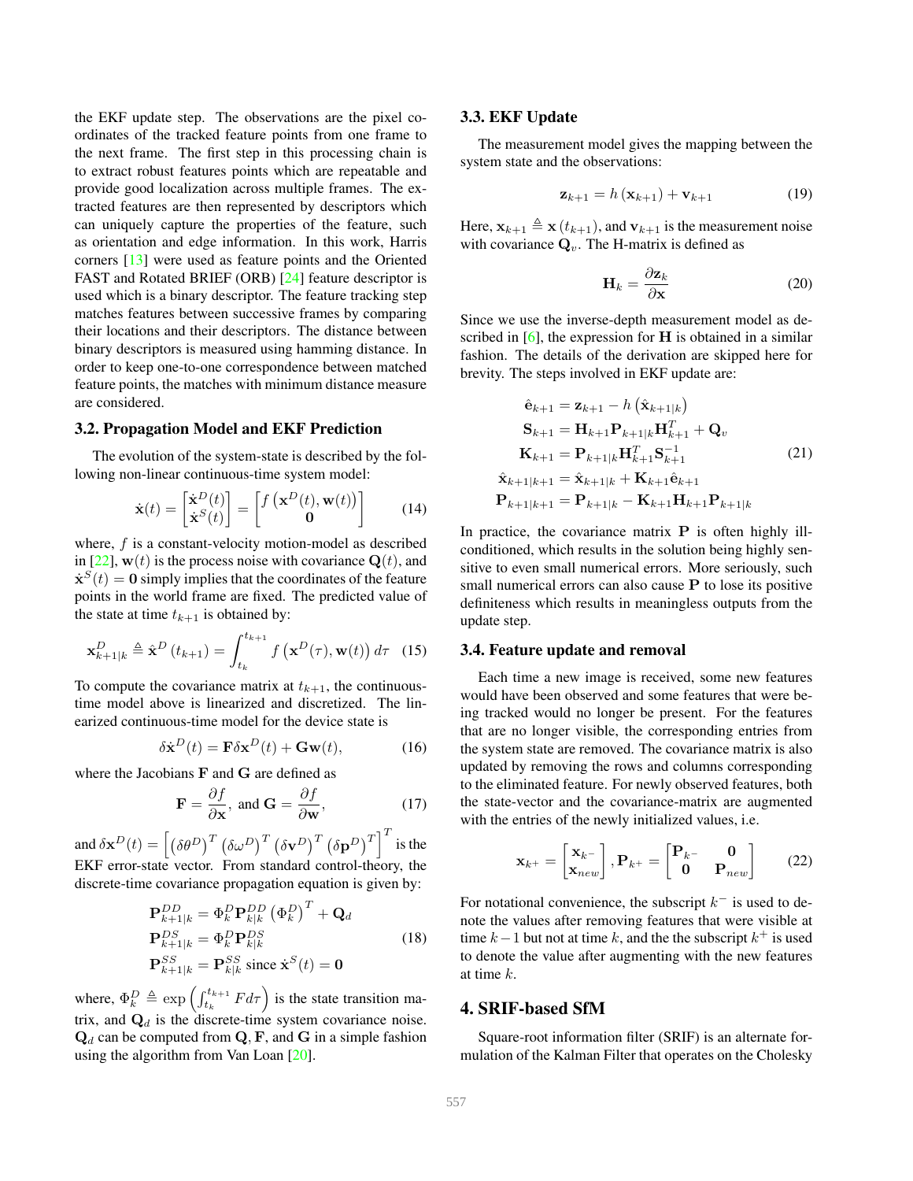the EKF update step. The observations are the pixel coordinates of the tracked feature points from one frame to the next frame. The first step in this processing chain is to extract robust features points which are repeatable and provide good localization across multiple frames. The extracted features are then represented by descriptors which can uniquely capture the properties of the feature, such as orientation and edge information. In this work, Harris corners [13] were used as feature points and the Oriented FAST and Rotated BRIEF (ORB) [24] feature descriptor is used which is a binary descriptor. The feature tracking step matches features between successive frames by comparing their locations and their descriptors. The distance between binary descriptors is measured using hamming distance. In order to keep one-to-one correspondence between matched feature points, the matches with minimum distance measure are considered.

### 3.2. Propagation Model and EKF Prediction

The evolution of the system-state is described by the following non-linear continuous-time system model:

$$\dot{\mathbf{x}}(t) = \begin{bmatrix} \dot{\mathbf{x}}^D(t) \\ \dot{\mathbf{x}}^S(t) \end{bmatrix} = \begin{bmatrix} f\left(\mathbf{x}^D(t), \mathbf{w}(t)\right) \\ \mathbf{0} \end{bmatrix} \tag{14}$$

where, $f$ is a constant-velocity motion-model as described in [22], $\mathbf{w}(t)$ is the process noise with covariance $\mathbf{Q}(t)$, and $\dot{\mathbf{x}}^S(t) = \mathbf{0}$ simply implies that the coordinates of the feature points in the world frame are fixed. The predicted value of the state at time $t_{k+1}$ is obtained by:

$$\mathbf{x}^D_{k+1|k} \triangleq \hat{\mathbf{x}}^D\left(t_{k+1}\right) = \int_{t_k}^{t_{k+1}} f\left(\mathbf{x}^D(\tau), \mathbf{w}(t)\right) d\tau \tag{15}$$

To compute the covariance matrix at $t_{k+1}$, the continuous-time model above is linearized and discretized. The linearized continuous-time model for the device state is

$$\delta\dot{\mathbf{x}}^D(t) = \mathbf{F}\delta\mathbf{x}^D(t) + \mathbf{G}\mathbf{w}(t), \tag{16}$$

where the Jacobians $\mathbf{F}$ and $\mathbf{G}$ are defined as

$$\mathbf{F} = \frac{\partial f}{\partial \mathbf{x}}, \text{ and } \mathbf{G} = \frac{\partial f}{\partial \mathbf{w}}, \tag{17}$$

and $\delta\mathbf{x}^D(t) = \left[\left(\delta\theta^D\right)^T \left(\delta\omega^D\right)^T \left(\delta\mathbf{v}^D\right)^T \left(\delta\mathbf{p}^D\right)^T\right]^T$ is the EKF error-state vector. From standard control-theory, the discrete-time covariance propagation equation is given by:

$$\begin{aligned} \mathbf{P}^{DD}_{k+1|k} &= \Phi^D_k \mathbf{P}^{DD}_{k|k} \left(\Phi^D_k\right)^T + \mathbf{Q}_d \\ \mathbf{P}^{DS}_{k+1|k} &= \Phi^D_k \mathbf{P}^{DS}_{k|k} \\ \mathbf{P}^{SS}_{k+1|k} &= \mathbf{P}^{SS}_{k|k} \text{ since } \dot{\mathbf{x}}^S(t) = \mathbf{0} \end{aligned} \tag{18}$$

where, $\Phi^D_k \triangleq \exp\left(\int_{t_k}^{t_{k+1}} F d\tau\right)$ is the state transition matrix, and $\mathbf{Q}_d$ is the discrete-time system covariance noise. $\mathbf{Q}_d$ can be computed from $\mathbf{Q}$, $\mathbf{F}$, and $\mathbf{G}$ in a simple fashion using the algorithm from Van Loan [20].

### 3.3. EKF Update

The measurement model gives the mapping between the system state and the observations:

$$\mathbf{z}_{k+1} = h\left(\mathbf{x}_{k+1}\right) + \mathbf{v}_{k+1} \tag{19}$$

Here, $\mathbf{x}_{k+1} \triangleq \mathbf{x}\left(t_{k+1}\right)$, and $\mathbf{v}_{k+1}$ is the measurement noise with covariance $\mathbf{Q}_v$. The H-matrix is defined as

$$\mathbf{H}_k = \frac{\partial \mathbf{z}_k}{\partial \mathbf{x}} \tag{20}$$

Since we use the inverse-depth measurement model as described in [6], the expression for $\mathbf{H}$ is obtained in a similar fashion. The details of the derivation are skipped here for brevity. The steps involved in EKF update are:

$$\begin{aligned} \hat{\mathbf{e}}_{k+1} &= \mathbf{z}_{k+1} - h\left(\hat{\mathbf{x}}_{k+1|k}\right) \\ \mathbf{S}_{k+1} &= \mathbf{H}_{k+1}\mathbf{P}_{k+1|k}\mathbf{H}^T_{k+1} + \mathbf{Q}_v \\ \mathbf{K}_{k+1} &= \mathbf{P}_{k+1|k}\mathbf{H}^T_{k+1}\mathbf{S}^{-1}_{k+1} \\ \hat{\mathbf{x}}_{k+1|k+1} &= \hat{\mathbf{x}}_{k+1|k} + \mathbf{K}_{k+1}\hat{\mathbf{e}}_{k+1} \\ \mathbf{P}_{k+1|k+1} &= \mathbf{P}_{k+1|k} - \mathbf{K}_{k+1}\mathbf{H}_{k+1}\mathbf{P}_{k+1|k} \end{aligned} \tag{21}$$

In practice, the covariance matrix $\mathbf{P}$ is often highly ill-conditioned, which results in the solution being highly sensitive to even small numerical errors. More seriously, such small numerical errors can also cause $\mathbf{P}$ to lose its positive definiteness which results in meaningless outputs from the update step.

### 3.4. Feature update and removal

Each time a new image is received, some new features would have been observed and some features that were being tracked would no longer be present. For the features that are no longer visible, the corresponding entries from the system state are removed. The covariance matrix is also updated by removing the rows and columns corresponding to the eliminated feature. For newly observed features, both the state-vector and the covariance-matrix are augmented with the entries of the newly initialized values, i.e.

$$\mathbf{x}_{k^+} = \begin{bmatrix} \mathbf{x}_{k^-} \\ \mathbf{x}_{new} \end{bmatrix}, \mathbf{P}_{k^+} = \begin{bmatrix} \mathbf{P}_{k^-} & \mathbf{0} \\ \mathbf{0} & \mathbf{P}_{new} \end{bmatrix} \tag{22}$$

For notational convenience, the subscript $k^-$ is used to denote the values after removing features that were visible at time $k-1$ but not at time $k$, and the subscript $k^+$ is used to denote the value after augmenting with the new features at time $k$.

## 4. SRIF-based SfM

Square-root information filter (SRIF) is an alternate formulation of the Kalman Filter that operates on the Cholesky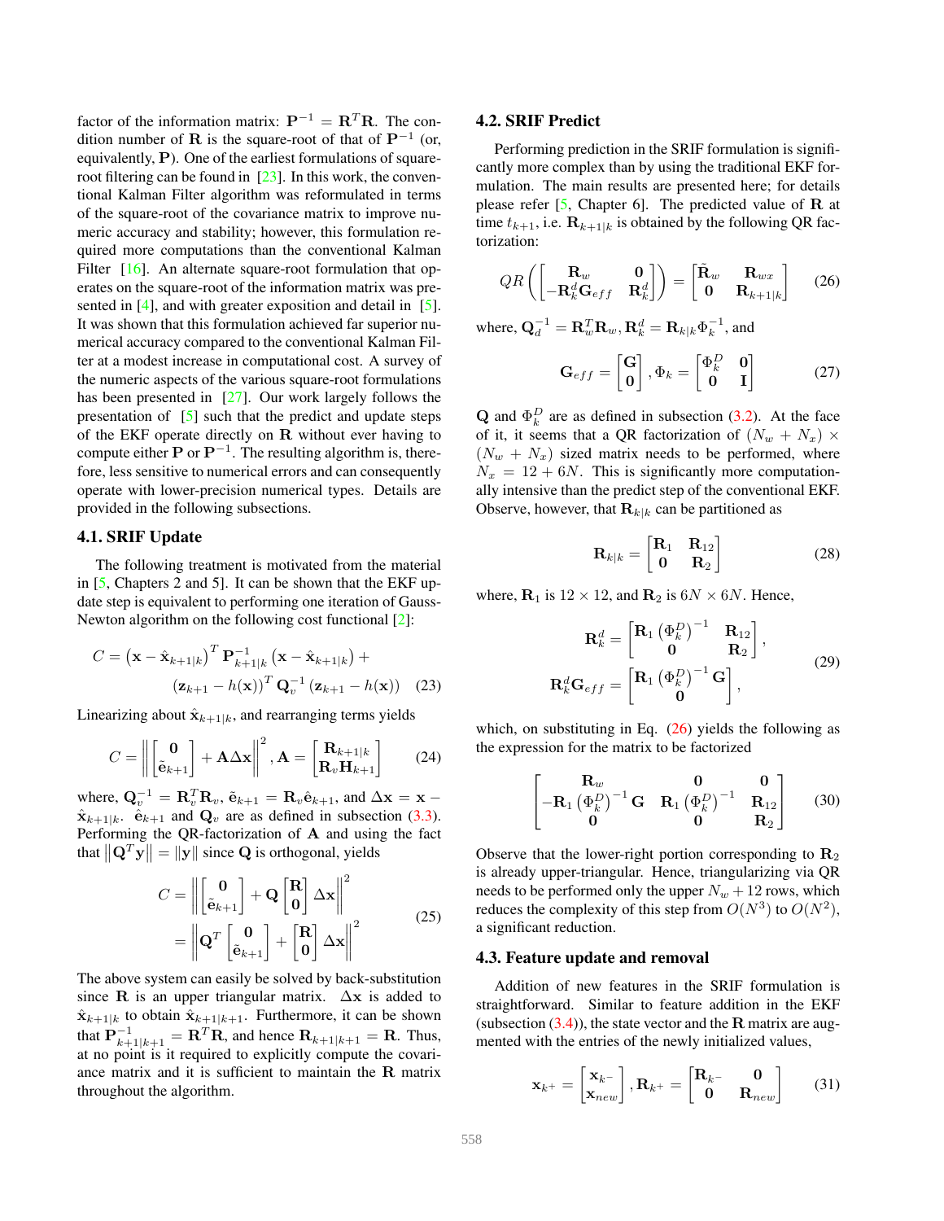factor of the information matrix: $\mathbf{P}^{-1} = \mathbf{R}^T\mathbf{R}$. The condition number of $\mathbf{R}$ is the square-root of that of $\mathbf{P}^{-1}$ (or, equivalently, $\mathbf{P}$). One of the earliest formulations of square-root filtering can be found in [23]. In this work, the conventional Kalman Filter algorithm was reformulated in terms of the square-root of the covariance matrix to improve numeric accuracy and stability; however, this formulation required more computations than the conventional Kalman Filter [16]. An alternate square-root formulation that operates on the square-root of the information matrix was presented in [4], and with greater exposition and detail in [5]. It was shown that this formulation achieved far superior numerical accuracy compared to the conventional Kalman Filter at a modest increase in computational cost. A survey of the numeric aspects of the various square-root formulations has been presented in [27]. Our work largely follows the presentation of [5] such that the predict and update steps of the EKF operate directly on $\mathbf{R}$ without ever having to compute either $\mathbf{P}$ or $\mathbf{P}^{-1}$. The resulting algorithm is, therefore, less sensitive to numerical errors and can consequently operate with lower-precision numerical types. Details are provided in the following subsections.

### 4.1. SRIF Update

The following treatment is motivated from the material in [5, Chapters 2 and 5]. It can be shown that the EKF update step is equivalent to performing one iteration of Gauss-Newton algorithm on the following cost functional [2]:

$$C = \left(\mathbf{x} - \hat{\mathbf{x}}_{k+1|k}\right)^T \mathbf{P}_{k+1|k}^{-1} \left(\mathbf{x} - \hat{\mathbf{x}}_{k+1|k}\right) + \left(\mathbf{z}_{k+1} - h(\mathbf{x})\right)^T \mathbf{Q}_v^{-1} \left(\mathbf{z}_{k+1} - h(\mathbf{x})\right) \quad (23)$$

Linearizing about $\hat{\mathbf{x}}_{k+1|k}$, and rearranging terms yields

$$C = \left\| \begin{bmatrix} \mathbf{0} \\ \tilde{\mathbf{e}}_{k+1} \end{bmatrix} + \mathbf{A}\Delta\mathbf{x} \right\|^2, \mathbf{A} = \begin{bmatrix} \mathbf{R}_{k+1|k} \\ \mathbf{R}_v \mathbf{H}_{k+1} \end{bmatrix} \quad (24)$$

where, $\mathbf{Q}_v^{-1} = \mathbf{R}_v^T\mathbf{R}_v$, $\tilde{\mathbf{e}}_{k+1} = \mathbf{R}_v\hat{\mathbf{e}}_{k+1}$, and $\Delta\mathbf{x} = \mathbf{x} - \hat{\mathbf{x}}_{k+1|k}$. $\hat{\mathbf{e}}_{k+1}$ and $\mathbf{Q}_v$ are as defined in subsection (3.3). Performing the QR-factorization of $\mathbf{A}$ and using the fact that $\left\|\mathbf{Q}^T\mathbf{y}\right\| = \|\mathbf{y}\|$ since $\mathbf{Q}$ is orthogonal, yields

$$\begin{aligned} C &= \left\| \begin{bmatrix} \mathbf{0} \\ \tilde{\mathbf{e}}_{k+1} \end{bmatrix} + \mathbf{Q} \begin{bmatrix} \mathbf{R} \\ \mathbf{0} \end{bmatrix} \Delta\mathbf{x} \right\|^2 \\ &= \left\| \mathbf{Q}^T \begin{bmatrix} \mathbf{0} \\ \tilde{\mathbf{e}}_{k+1} \end{bmatrix} + \begin{bmatrix} \mathbf{R} \\ \mathbf{0} \end{bmatrix} \Delta\mathbf{x} \right\|^2 \end{aligned} \quad (25)$$

The above system can easily be solved by back-substitution since $\mathbf{R}$ is an upper triangular matrix. $\Delta\mathbf{x}$ is added to $\hat{\mathbf{x}}_{k+1|k}$ to obtain $\hat{\mathbf{x}}_{k+1|k+1}$. Furthermore, it can be shown that $\mathbf{P}_{k+1|k+1}^{-1} = \mathbf{R}^T\mathbf{R}$, and hence $\mathbf{R}_{k+1|k+1} = \mathbf{R}$. Thus, at no point is it required to explicitly compute the covariance matrix and it is sufficient to maintain the $\mathbf{R}$ matrix throughout the algorithm.

### 4.2. SRIF Predict

Performing prediction in the SRIF formulation is significantly more complex than by using the traditional EKF formulation. The main results are presented here; for details please refer [5, Chapter 6]. The predicted value of $\mathbf{R}$ at time $t_{k+1}$, i.e. $\mathbf{R}_{k+1|k}$ is obtained by the following QR factorization:

$$QR\left(\begin{bmatrix} \mathbf{R}_w & \mathbf{0} \\ -\mathbf{R}_k^d\mathbf{G}_{eff} & \mathbf{R}_k^d \end{bmatrix}\right) = \begin{bmatrix} \tilde{\mathbf{R}}_w & \mathbf{R}_{wx} \\ \mathbf{0} & \mathbf{R}_{k+1|k} \end{bmatrix} \quad (26)$$

where, $\mathbf{Q}_d^{-1} = \mathbf{R}_w^T\mathbf{R}_w, \mathbf{R}_k^d = \mathbf{R}_{k|k}\Phi_k^{-1}$, and

$$\mathbf{G}_{eff} = \begin{bmatrix} \mathbf{G} \\ \mathbf{0} \end{bmatrix}, \Phi_k = \begin{bmatrix} \Phi_k^D & \mathbf{0} \\ \mathbf{0} & \mathbf{I} \end{bmatrix} \quad (27)$$

$\mathbf{Q}$ and $\Phi_k^D$ are as defined in subsection (3.2). At the face of it, it seems that a QR factorization of $(N_w + N_x) \times (N_w + N_x)$ sized matrix needs to be performed, where $N_x = 12 + 6N$. This is significantly more computationally intensive than the predict step of the conventional EKF. Observe, however, that $\mathbf{R}_{k|k}$ can be partitioned as

$$\mathbf{R}_{k|k} = \begin{bmatrix} \mathbf{R}_1 & \mathbf{R}_{12} \\ \mathbf{0} & \mathbf{R}_2 \end{bmatrix} \quad (28)$$

where, $\mathbf{R}_1$ is $12 \times 12$, and $\mathbf{R}_2$ is $6N \times 6N$. Hence,

$$\begin{aligned} \mathbf{R}_k^d &= \begin{bmatrix} \mathbf{R}_1 \left(\Phi_k^D\right)^{-1} & \mathbf{R}_{12} \\ \mathbf{0} & \mathbf{R}_2 \end{bmatrix}, \\ \mathbf{R}_k^d\mathbf{G}_{eff} &= \begin{bmatrix} \mathbf{R}_1 \left(\Phi_k^D\right)^{-1} \mathbf{G} \\ \mathbf{0} \end{bmatrix}, \end{aligned} \quad (29)$$

which, on substituting in Eq. (26) yields the following as the expression for the matrix to be factorized

$$\begin{bmatrix} \mathbf{R}_w & \mathbf{0} & \mathbf{0} \\ -\mathbf{R}_1 \left(\Phi_k^D\right)^{-1} \mathbf{G} & \mathbf{R}_1 \left(\Phi_k^D\right)^{-1} & \mathbf{R}_{12} \\ \mathbf{0} & \mathbf{0} & \mathbf{R}_2 \end{bmatrix} \quad (30)$$

Observe that the lower-right portion corresponding to $\mathbf{R}_2$ is already upper-triangular. Hence, triangularizing via QR needs to be performed only the upper $N_w + 12$ rows, which reduces the complexity of this step from $O(N^3)$ to $O(N^2)$, a significant reduction.

### 4.3. Feature update and removal

Addition of new features in the SRIF formulation is straightforward. Similar to feature addition in the EKF (subsection (3.4)), the state vector and the $\mathbf{R}$ matrix are augmented with the entries of the newly initialized values,

$$\mathbf{x}_{k^+} = \begin{bmatrix} \mathbf{x}_{k^-} \\ \mathbf{x}_{new} \end{bmatrix}, \mathbf{R}_{k^+} = \begin{bmatrix} \mathbf{R}_{k^-} & \mathbf{0} \\ \mathbf{0} & \mathbf{R}_{new} \end{bmatrix} \quad (31)$$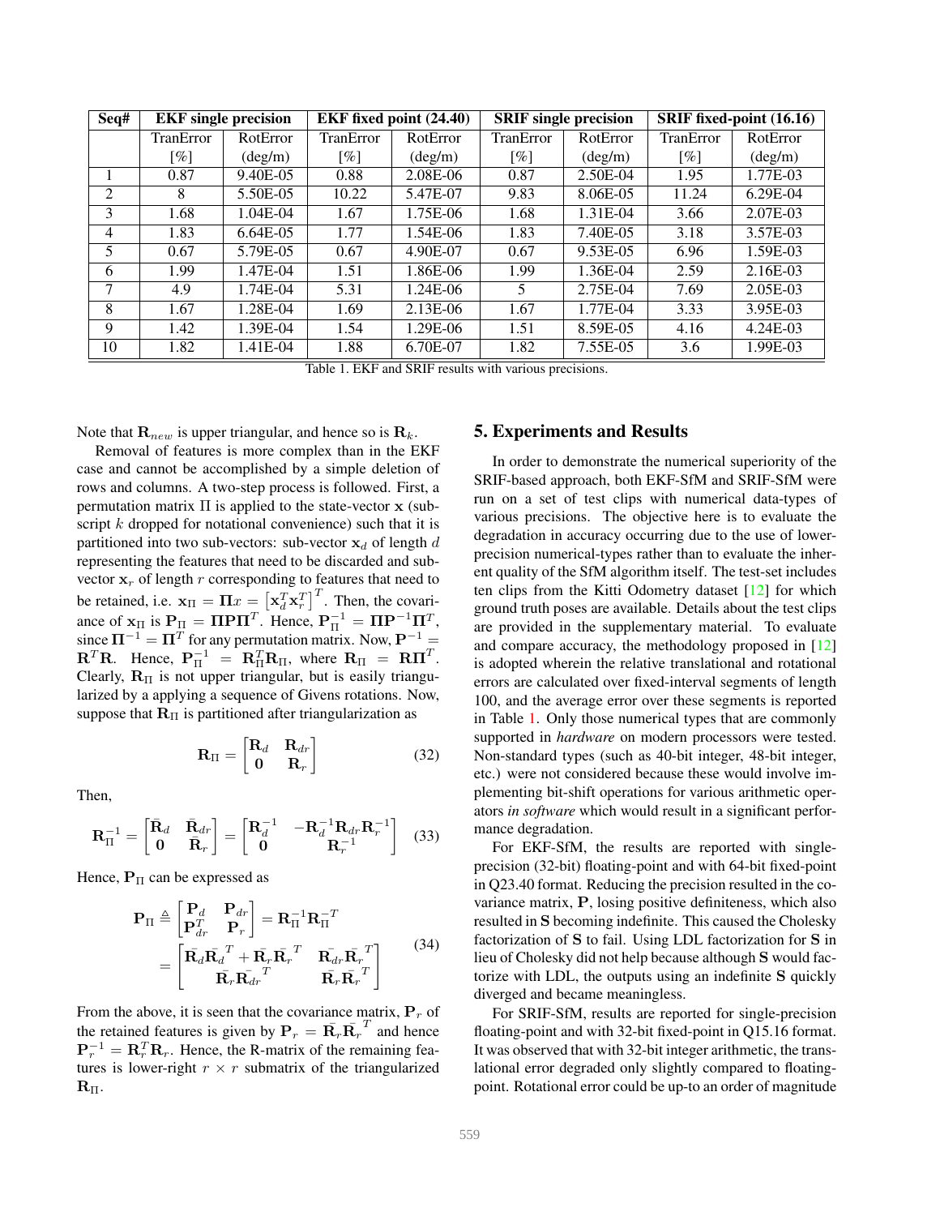| Seq# | EKF single precision | | EKF fixed point (24.40) | | SRIF single precision | | SRIF fixed-point (16.16) | |
|---|---|---|---|---|---|---|---|---|
| | TranError [%] | RotError (deg/m) | TranError [%] | RotError (deg/m) | TranError [%] | RotError (deg/m) | TranError [%] | RotError (deg/m) |
| 1 | 0.87 | 9.40E-05 | 0.88 | 2.08E-06 | 0.87 | 2.50E-04 | 1.95 | 1.77E-03 |
| 2 | 8 | 5.50E-05 | 10.22 | 5.47E-07 | 9.83 | 8.06E-05 | 11.24 | 6.29E-04 |
| 3 | 1.68 | 1.04E-04 | 1.67 | 1.75E-06 | 1.68 | 1.31E-04 | 3.66 | 2.07E-03 |
| 4 | 1.83 | 6.64E-05 | 1.77 | 1.54E-06 | 1.83 | 7.40E-05 | 3.18 | 3.57E-03 |
| 5 | 0.67 | 5.79E-05 | 0.67 | 4.90E-07 | 0.67 | 9.53E-05 | 6.96 | 1.59E-03 |
| 6 | 1.99 | 1.47E-04 | 1.51 | 1.86E-06 | 1.99 | 1.36E-04 | 2.59 | 2.16E-03 |
| 7 | 4.9 | 1.74E-04 | 5.31 | 1.24E-06 | 5 | 2.75E-04 | 7.69 | 2.05E-03 |
| 8 | 1.67 | 1.28E-04 | 1.69 | 2.13E-06 | 1.67 | 1.77E-04 | 3.33 | 3.95E-03 |
| 9 | 1.42 | 1.39E-04 | 1.54 | 1.29E-06 | 1.51 | 8.59E-05 | 4.16 | 4.24E-03 |
| 10 | 1.82 | 1.41E-04 | 1.88 | 6.70E-07 | 1.82 | 7.55E-05 | 3.6 | 1.99E-03 |

Table 1. EKF and SRIF results with various precisions.

Note that $\mathbf{R}_{new}$ is upper triangular, and hence so is $\mathbf{R}_k$.

Removal of features is more complex than in the EKF case and cannot be accomplished by a simple deletion of rows and columns. A two-step process is followed. First, a permutation matrix $\Pi$ is applied to the state-vector $\mathbf{x}$ (subscript $k$ dropped for notational convenience) such that it is partitioned into two sub-vectors: sub-vector $\mathbf{x}_d$ of length $d$ representing the features that need to be discarded and sub-vector $\mathbf{x}_r$ of length $r$ corresponding to features that need to be retained, i.e. $\mathbf{x}_\Pi = \mathbf{\Pi}x = \left[\mathbf{x}_d^T \mathbf{x}_r^T\right]^T$. Then, the covariance of $\mathbf{x}_\Pi$ is $\mathbf{P}_\Pi = \mathbf{\Pi P \Pi}^T$. Hence, $\mathbf{P}_\Pi^{-1} = \mathbf{\Pi P}^{-1}\mathbf{\Pi}^T$, since $\mathbf{\Pi}^{-1} = \mathbf{\Pi}^T$ for any permutation matrix. Now, $\mathbf{P}^{-1} = \mathbf{R}^T\mathbf{R}$. Hence, $\mathbf{P}_\Pi^{-1} = \mathbf{R}_\Pi^T\mathbf{R}_\Pi$, where $\mathbf{R}_\Pi = \mathbf{R\Pi}^T$. Clearly, $\mathbf{R}_\Pi$ is not upper triangular, but is easily triangularized by a applying a sequence of Givens rotations. Now, suppose that $\mathbf{R}_\Pi$ is partitioned after triangularization as

$$\mathbf{R}_\Pi = \begin{bmatrix} \mathbf{R}_d & \mathbf{R}_{dr} \\ \mathbf{0} & \mathbf{R}_r \end{bmatrix} \tag{32}$$

Then,

$$\mathbf{R}_\Pi^{-1} = \begin{bmatrix} \bar{\mathbf{R}}_d & \bar{\mathbf{R}}_{dr} \\ \mathbf{0} & \bar{\mathbf{R}}_r \end{bmatrix} = \begin{bmatrix} \mathbf{R}_d^{-1} & -\mathbf{R}_d^{-1}\mathbf{R}_{dr}\mathbf{R}_r^{-1} \\ \mathbf{0} & \mathbf{R}_r^{-1} \end{bmatrix} \tag{33}$$

Hence, $\mathbf{P}_\Pi$ can be expressed as

$$\begin{aligned} \mathbf{P}_\Pi &\triangleq \begin{bmatrix} \mathbf{P}_d & \mathbf{P}_{dr} \\ \mathbf{P}_{dr}^T & \mathbf{P}_r \end{bmatrix} = \mathbf{R}_\Pi^{-1}\mathbf{R}_\Pi^{-T} \\ &= \begin{bmatrix} \bar{\mathbf{R}}_d\bar{\mathbf{R}}_d^T + \bar{\mathbf{R}}_r\bar{\mathbf{R}}_r^T & \bar{\mathbf{R}}_{dr}\bar{\mathbf{R}}_r^T \\ \bar{\mathbf{R}}_r\bar{\mathbf{R}}_{dr}^T & \bar{\mathbf{R}}_r\bar{\mathbf{R}}_r^T \end{bmatrix} \end{aligned} \tag{34}$$

From the above, it is seen that the covariance matrix, $\mathbf{P}_r$ of the retained features is given by $\mathbf{P}_r = \bar{\mathbf{R}}_r\bar{\mathbf{R}}_r^T$ and hence $\mathbf{P}_r^{-1} = \mathbf{R}_r^T\mathbf{R}_r$. Hence, the R-matrix of the remaining features is lower-right $r \times r$ submatrix of the triangularized $\mathbf{R}_\Pi$.

## 5. Experiments and Results

In order to demonstrate the numerical superiority of the SRIF-based approach, both EKF-SfM and SRIF-SfM were run on a set of test clips with numerical data-types of various precisions. The objective here is to evaluate the degradation in accuracy occurring due to the use of lower-precision numerical-types rather than to evaluate the inherent quality of the SfM algorithm itself. The test-set includes ten clips from the Kitti Odometry dataset [12] for which ground truth poses are available. Details about the test clips are provided in the supplementary material. To evaluate and compare accuracy, the methodology proposed in [12] is adopted wherein the relative translational and rotational errors are calculated over fixed-interval segments of length 100, and the average error over these segments is reported in Table 1. Only those numerical types that are commonly supported in *hardware* on modern processors were tested. Non-standard types (such as 40-bit integer, 48-bit integer, etc.) were not considered because these would involve implementing bit-shift operations for various arithmetic operators *in software* which would result in a significant performance degradation.

For EKF-SfM, the results are reported with single-precision (32-bit) floating-point and with 64-bit fixed-point in Q23.40 format. Reducing the precision resulted in the covariance matrix, $\mathbf{P}$, losing positive definiteness, which also resulted in $\mathbf{S}$ becoming indefinite. This caused the Cholesky factorization of $\mathbf{S}$ to fail. Using LDL factorization for $\mathbf{S}$ in lieu of Cholesky did not help because although $\mathbf{S}$ would factorize with LDL, the outputs using an indefinite $\mathbf{S}$ quickly diverged and became meaningless.

For SRIF-SfM, results are reported for single-precision floating-point and with 32-bit fixed-point in Q15.16 format. It was observed that with 32-bit integer arithmetic, the translational error degraded only slightly compared to floating-point. Rotational error could be up-to an order of magnitude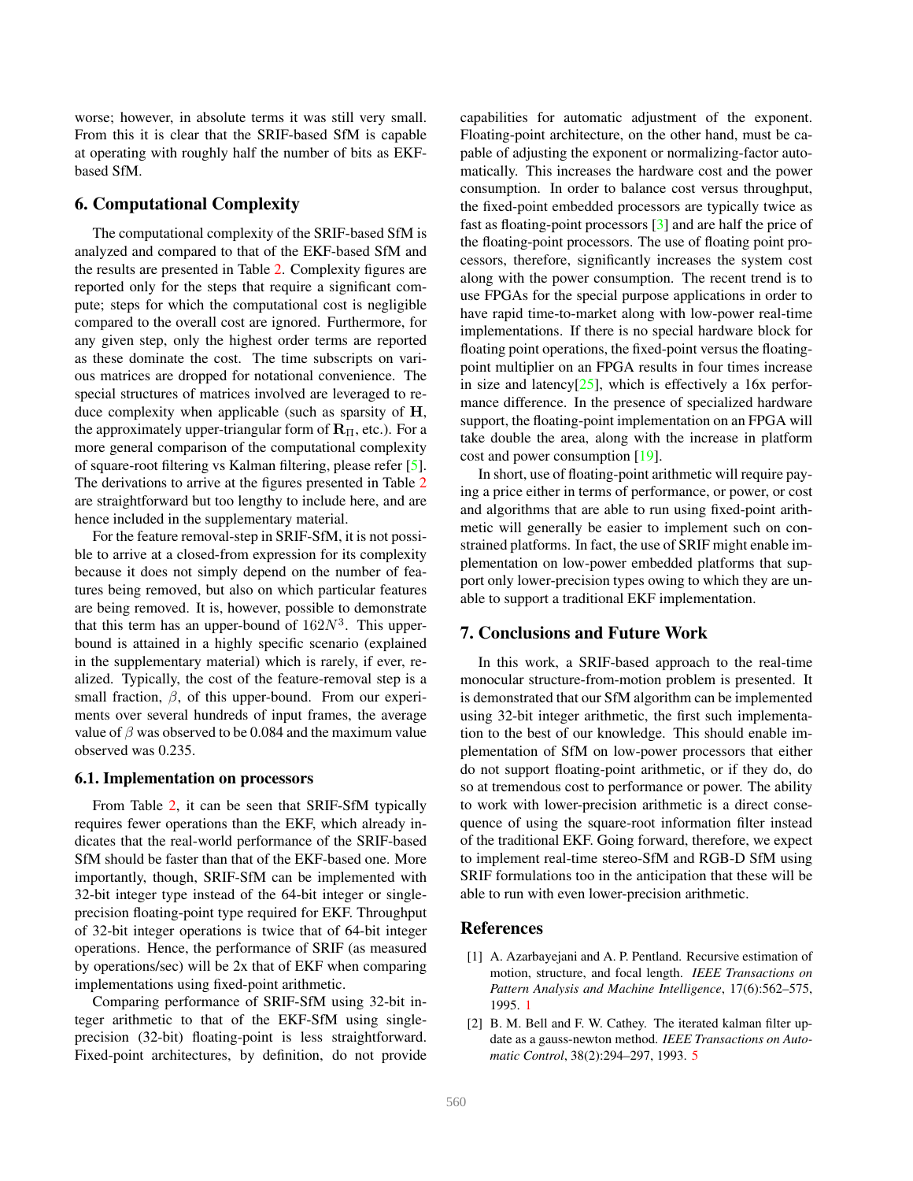worse; however, in absolute terms it was still very small. From this it is clear that the SRIF-based SfM is capable at operating with roughly half the number of bits as EKF-based SfM.

## 6. Computational Complexity

The computational complexity of the SRIF-based SfM is analyzed and compared to that of the EKF-based SfM and the results are presented in Table 2. Complexity figures are reported only for the steps that require a significant compute; steps for which the computational cost is negligible compared to the overall cost are ignored. Furthermore, for any given step, only the highest order terms are reported as these dominate the cost. The time subscripts on various matrices are dropped for notational convenience. The special structures of matrices involved are leveraged to reduce complexity when applicable (such as sparsity of $\mathbf{H}$, the approximately upper-triangular form of $\mathbf{R}_{\Pi}$, etc.). For a more general comparison of the computational complexity of square-root filtering vs Kalman filtering, please refer [5]. The derivations to arrive at the figures presented in Table 2 are straightforward but too lengthy to include here, and are hence included in the supplementary material.

For the feature removal-step in SRIF-SfM, it is not possible to arrive at a closed-from expression for its complexity because it does not simply depend on the number of features being removed, but also on which particular features are being removed. It is, however, possible to demonstrate that this term has an upper-bound of $162N^3$. This upper-bound is attained in a highly specific scenario (explained in the supplementary material) which is rarely, if ever, realized. Typically, the cost of the feature-removal step is a small fraction, $\beta$, of this upper-bound. From our experiments over several hundreds of input frames, the average value of $\beta$ was observed to be 0.084 and the maximum value observed was 0.235.

### 6.1. Implementation on processors

From Table 2, it can be seen that SRIF-SfM typically requires fewer operations than the EKF, which already indicates that the real-world performance of the SRIF-based SfM should be faster than that of the EKF-based one. More importantly, though, SRIF-SfM can be implemented with 32-bit integer type instead of the 64-bit integer or single-precision floating-point type required for EKF. Throughput of 32-bit integer operations is twice that of 64-bit integer operations. Hence, the performance of SRIF (as measured by operations/sec) will be 2x that of EKF when comparing implementations using fixed-point arithmetic.

Comparing performance of SRIF-SfM using 32-bit integer arithmetic to that of the EKF-SfM using single-precision (32-bit) floating-point is less straightforward. Fixed-point architectures, by definition, do not provide capabilities for automatic adjustment of the exponent. Floating-point architecture, on the other hand, must be capable of adjusting the exponent or normalizing-factor automatically. This increases the hardware cost and the power consumption. In order to balance cost versus throughput, the fixed-point embedded processors are typically twice as fast as floating-point processors [3] and are half the price of the floating-point processors. The use of floating point processors, therefore, significantly increases the system cost along with the power consumption. The recent trend is to use FPGAs for the special purpose applications in order to have rapid time-to-market along with low-power real-time implementations. If there is no special hardware block for floating point operations, the fixed-point versus the floating-point multiplier on an FPGA results in four times increase in size and latency[25], which is effectively a 16x performance difference. In the presence of specialized hardware support, the floating-point implementation on an FPGA will take double the area, along with the increase in platform cost and power consumption [19].

In short, use of floating-point arithmetic will require paying a price either in terms of performance, or power, or cost and algorithms that are able to run using fixed-point arithmetic will generally be easier to implement such on constrained platforms. In fact, the use of SRIF might enable implementation on low-power embedded platforms that support only lower-precision types owing to which they are unable to support a traditional EKF implementation.

## 7. Conclusions and Future Work

In this work, a SRIF-based approach to the real-time monocular structure-from-motion problem is presented. It is demonstrated that our SfM algorithm can be implemented using 32-bit integer arithmetic, the first such implementation to the best of our knowledge. This should enable implementation of SfM on low-power processors that either do not support floating-point arithmetic, or if they do, do so at tremendous cost to performance or power. The ability to work with lower-precision arithmetic is a direct consequence of using the square-root information filter instead of the traditional EKF. Going forward, therefore, we expect to implement real-time stereo-SfM and RGB-D SfM using SRIF formulations too in the anticipation that these will be able to run with even lower-precision arithmetic.

## References

[1] A. Azarbayejani and A. P. Pentland. Recursive estimation of motion, structure, and focal length. *IEEE Transactions on Pattern Analysis and Machine Intelligence*, 17(6):562–575, 1995. 1

[2] B. M. Bell and F. W. Cathey. The iterated kalman filter update as a gauss-newton method. *IEEE Transactions on Automatic Control*, 38(2):294–297, 1993. 5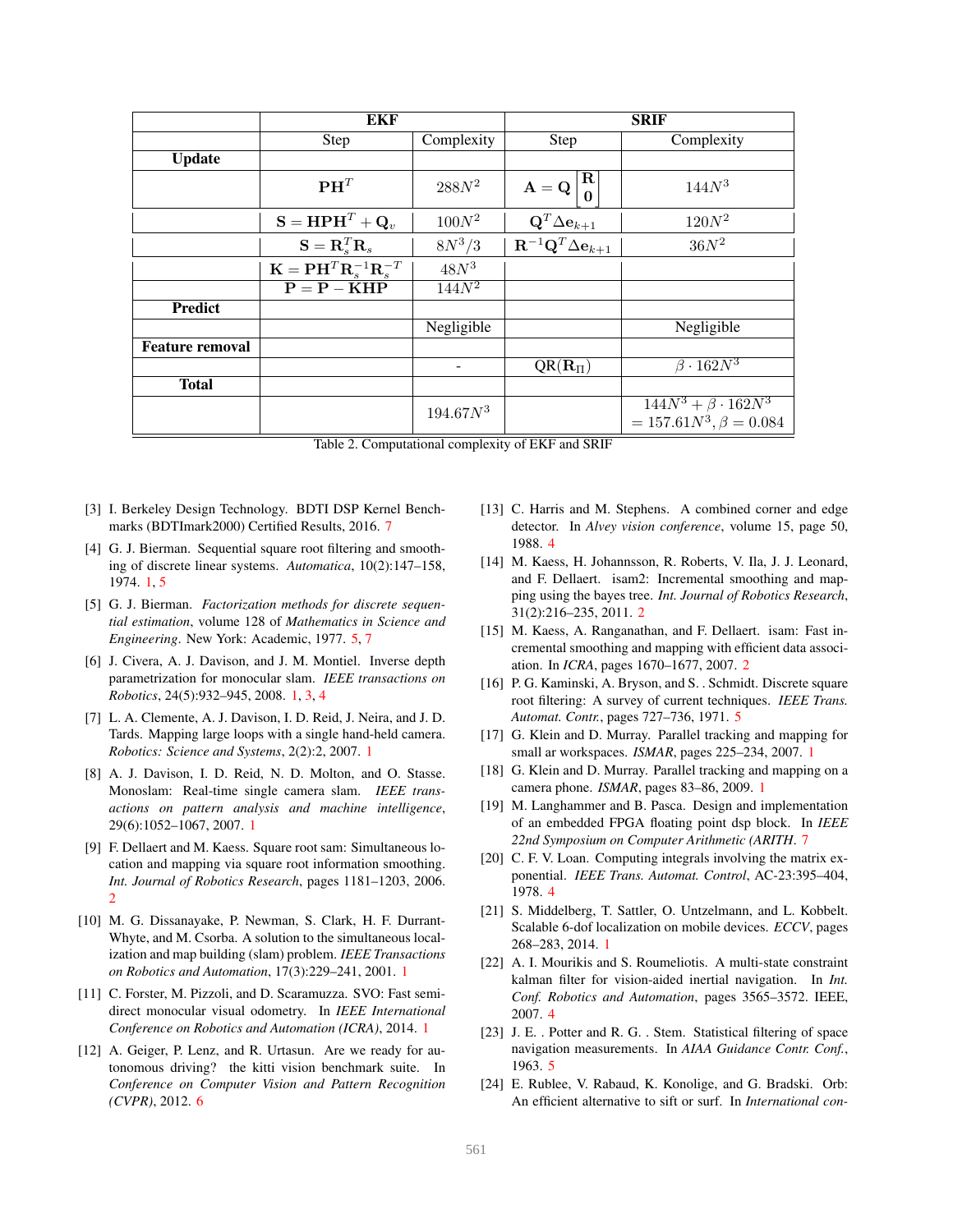| | EKF | | SRIF | |
|---|---|---|---|---|
| | Step | Complexity | Step | Complexity |
| **Update** | | | | |
| | $\mathbf{PH}^T$ | $288N^2$ | $\mathbf{A} = \mathbf{Q}\begin{bmatrix}\mathbf{R} \\ \mathbf{0}\end{bmatrix}$ | $144N^3$ |
| | $\mathbf{S} = \mathbf{HPH}^T + \mathbf{Q}_v$ | $100N^2$ | $\mathbf{Q}^T \Delta \mathbf{e}_{k+1}$ | $120N^2$ |
| | $\mathbf{S} = \mathbf{R}_s^T \mathbf{R}_s$ | $8N^3/3$ | $\mathbf{R}^{-1}\mathbf{Q}^T \Delta \mathbf{e}_{k+1}$ | $36N^2$ |
| | $\mathbf{K} = \mathbf{PH}^T \mathbf{R}_s^{-1} \mathbf{R}_s^{-T}$ | $48N^3$ | | |
| | $\mathbf{P} = \mathbf{P} - \mathbf{KHP}$ | $144N^2$ | | |
| **Predict** | | | | |
| | | Negligible | | Negligible |
| **Feature removal** | | | | |
| | | - | $\text{QR}(\mathbf{R}_\Pi)$ | $\beta \cdot 162N^3$ |
| **Total** | | | | |
| | | $194.67N^3$ | | $144N^3 + \beta \cdot 162N^3$ $= 157.61N^3, \beta = 0.084$ |

Table 2. Computational complexity of EKF and SRIF

[3] I. Berkeley Design Technology. BDTI DSP Kernel Benchmarks (BDTImark2000) Certified Results, 2016. 7

[4] G. J. Bierman. Sequential square root filtering and smoothing of discrete linear systems. *Automatica*, 10(2):147–158, 1974. 1, 5

[5] G. J. Bierman. *Factorization methods for discrete sequential estimation*, volume 128 of *Mathematics in Science and Engineering*. New York: Academic, 1977. 5, 7

[6] J. Civera, A. J. Davison, and J. M. Montiel. Inverse depth parametrization for monocular slam. *IEEE transactions on Robotics*, 24(5):932–945, 2008. 1, 3, 4

[7] L. A. Clemente, A. J. Davison, I. D. Reid, J. Neira, and J. D. Tards. Mapping large loops with a single hand-held camera. *Robotics: Science and Systems*, 2(2):2, 2007. 1

[8] A. J. Davison, I. D. Reid, N. D. Molton, and O. Stasse. Monoslam: Real-time single camera slam. *IEEE transactions on pattern analysis and machine intelligence*, 29(6):1052–1067, 2007. 1

[9] F. Dellaert and M. Kaess. Square root sam: Simultaneous location and mapping via square root information smoothing. *Int. Journal of Robotics Research*, pages 1181–1203, 2006. 2

[10] M. G. Dissanayake, P. Newman, S. Clark, H. F. Durrant-Whyte, and M. Csorba. A solution to the simultaneous localization and map building (slam) problem. *IEEE Transactions on Robotics and Automation*, 17(3):229–241, 2001. 1

[11] C. Forster, M. Pizzoli, and D. Scaramuzza. SVO: Fast semi-direct monocular visual odometry. In *IEEE International Conference on Robotics and Automation (ICRA)*, 2014. 1

[12] A. Geiger, P. Lenz, and R. Urtasun. Are we ready for autonomous driving? the kitti vision benchmark suite. In *Conference on Computer Vision and Pattern Recognition (CVPR)*, 2012. 6

[13] C. Harris and M. Stephens. A combined corner and edge detector. In *Alvey vision conference*, volume 15, page 50, 1988. 4

[14] M. Kaess, H. Johannsson, R. Roberts, V. Ila, J. J. Leonard, and F. Dellaert. isam2: Incremental smoothing and mapping using the bayes tree. *Int. Journal of Robotics Research*, 31(2):216–235, 2011. 2

[15] M. Kaess, A. Ranganathan, and F. Dellaert. isam: Fast incremental smoothing and mapping with efficient data association. In *ICRA*, pages 1670–1677, 2007. 2

[16] P. G. Kaminski, A. Bryson, and S. . Schmidt. Discrete square root filtering: A survey of current techniques. *IEEE Trans. Automat. Contr.*, pages 727–736, 1971. 5

[17] G. Klein and D. Murray. Parallel tracking and mapping for small ar workspaces. *ISMAR*, pages 225–234, 2007. 1

[18] G. Klein and D. Murray. Parallel tracking and mapping on a camera phone. *ISMAR*, pages 83–86, 2009. 1

[19] M. Langhammer and B. Pasca. Design and implementation of an embedded FPGA floating point dsp block. In *IEEE 22nd Symposium on Computer Arithmetic (ARITH*. 7

[20] C. F. V. Loan. Computing integrals involving the matrix exponential. *IEEE Trans. Automat. Control*, AC-23:395–404, 1978. 4

[21] S. Middelberg, T. Sattler, O. Untzelmann, and L. Kobbelt. Scalable 6-dof localization on mobile devices. *ECCV*, pages 268–283, 2014. 1

[22] A. I. Mourikis and S. Roumeliotis. A multi-state constraint kalman filter for vision-aided inertial navigation. In *Int. Conf. Robotics and Automation*, pages 3565–3572. IEEE, 2007. 4

[23] J. E. . Potter and R. G. . Stem. Statistical filtering of space navigation measurements. In *AIAA Guidance Contr. Conf.*, 1963. 5

[24] E. Rublee, V. Rabaud, K. Konolige, and G. Bradski. Orb: An efficient alternative to sift or surf. In *International con-*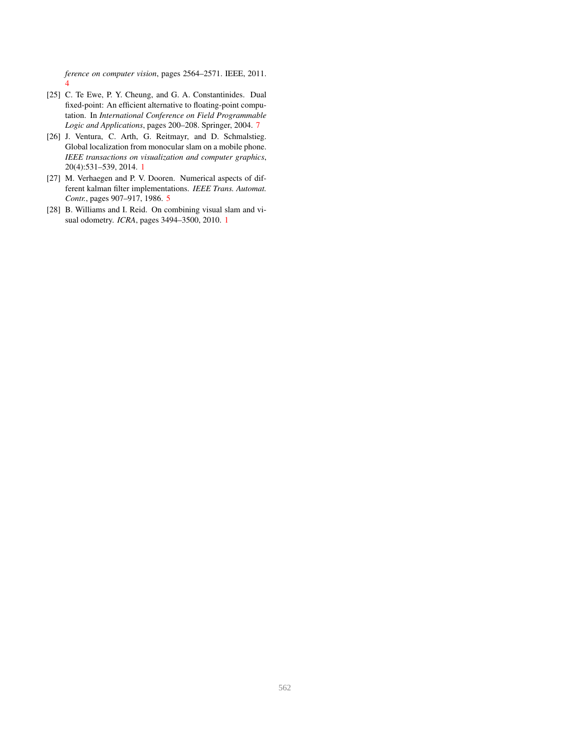*ference on computer vision*, pages 2564–2571. IEEE, 2011. 4

[25] C. Te Ewe, P. Y. Cheung, and G. A. Constantinides. Dual fixed-point: An efficient alternative to floating-point computation. In *International Conference on Field Programmable Logic and Applications*, pages 200–208. Springer, 2004. 7

[26] J. Ventura, C. Arth, G. Reitmayr, and D. Schmalstieg. Global localization from monocular slam on a mobile phone. *IEEE transactions on visualization and computer graphics*, 20(4):531–539, 2014. 1

[27] M. Verhaegen and P. V. Dooren. Numerical aspects of different kalman filter implementations. *IEEE Trans. Automat. Contr.*, pages 907–917, 1986. 5

[28] B. Williams and I. Reid. On combining visual slam and visual odometry. *ICRA*, pages 3494–3500, 2010. 1